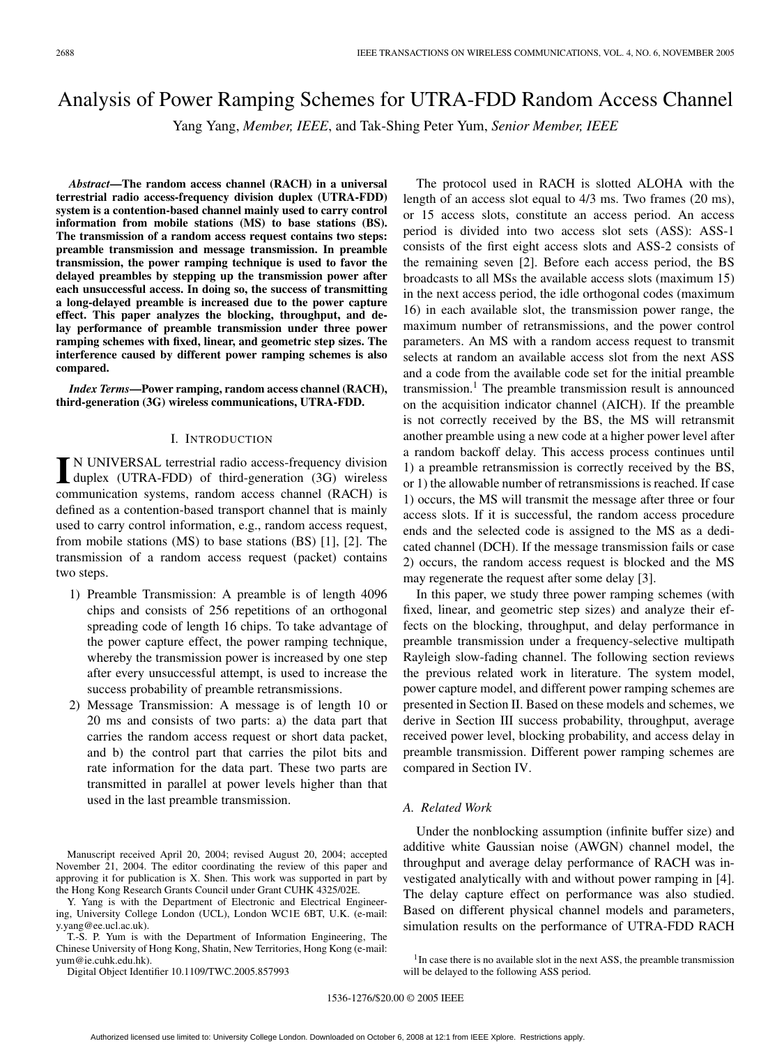# Analysis of Power Ramping Schemes for UTRA-FDD Random Access Channel

Yang Yang, *Member, IEEE*, and Tak-Shing Peter Yum, *Senior Member, IEEE*

***Abstract*—The random access channel (RACH) in a universal terrestrial radio access-frequency division duplex (UTRA-FDD) system is a contention-based channel mainly used to carry control information from mobile stations (MS) to base stations (BS). The transmission of a random access request contains two steps: preamble transmission and message transmission. In preamble transmission, the power ramping technique is used to favor the delayed preambles by stepping up the transmission power after each unsuccessful access. In doing so, the success of transmitting a long-delayed preamble is increased due to the power capture effect. This paper analyzes the blocking, throughput, and delay performance of preamble transmission under three power ramping schemes with fixed, linear, and geometric step sizes. The interference caused by different power ramping schemes is also compared.**

***Index Terms*—Power ramping, random access channel (RACH), third-generation (3G) wireless communications, UTRA-FDD.**

## I. Introduction

IN UNIVERSAL terrestrial radio access-frequency division duplex (UTRA-FDD) of third-generation (3G) wireless communication systems, random access channel (RACH) is defined as a contention-based transport channel that is mainly used to carry control information, e.g., random access request, from mobile stations (MS) to base stations (BS) [1], [2]. The transmission of a random access request (packet) contains two steps.

1) Preamble Transmission: A preamble is of length 4096 chips and consists of 256 repetitions of an orthogonal spreading code of length 16 chips. To take advantage of the power capture effect, the power ramping technique, whereby the transmission power is increased by one step after every unsuccessful attempt, is used to increase the success probability of preamble retransmissions.
2) Message Transmission: A message is of length 10 or 20 ms and consists of two parts: a) the data part that carries the random access request or short data packet, and b) the control part that carries the pilot bits and rate information for the data part. These two parts are transmitted in parallel at power levels higher than that used in the last preamble transmission.

Manuscript received April 20, 2004; revised August 20, 2004; accepted November 21, 2004. The editor coordinating the review of this paper and approving it for publication is X. Shen. This work was supported in part by the Hong Kong Research Grants Council under Grant CUHK 4325/02E.

Y. Yang is with the Department of Electronic and Electrical Engineering, University College London (UCL), London WC1E 6BT, U.K. (e-mail: y.yang@ee.ucl.ac.uk).

T.-S. P. Yum is with the Department of Information Engineering, The Chinese University of Hong Kong, Shatin, New Territories, Hong Kong (e-mail: yum@ie.cuhk.edu.hk).

Digital Object Identifier 10.1109/TWC.2005.857993

The protocol used in RACH is slotted ALOHA with the length of an access slot equal to 4/3 ms. Two frames (20 ms), or 15 access slots, constitute an access period. An access period is divided into two access slot sets (ASS): ASS-1 consists of the first eight access slots and ASS-2 consists of the remaining seven [2]. Before each access period, the BS broadcasts to all MSs the available access slots (maximum 15) in the next access period, the idle orthogonal codes (maximum 16) in each available slot, the transmission power range, the maximum number of retransmissions, and the power control parameters. An MS with a random access request to transmit selects at random an available access slot from the next ASS and a code from the available code set for the initial preamble transmission.[1] The preamble transmission result is announced on the acquisition indicator channel (AICH). If the preamble is not correctly received by the BS, the MS will retransmit another preamble using a new code at a higher power level after a random backoff delay. This access process continues until 1) a preamble retransmission is correctly received by the BS, or 1) the allowable number of retransmissions is reached. If case 1) occurs, the MS will transmit the message after three or four access slots. If it is successful, the random access procedure ends and the selected code is assigned to the MS as a dedicated channel (DCH). If the message transmission fails or case 2) occurs, the random access request is blocked and the MS may regenerate the request after some delay [3].

In this paper, we study three power ramping schemes (with fixed, linear, and geometric step sizes) and analyze their effects on the blocking, throughput, and delay performance in preamble transmission under a frequency-selective multipath Rayleigh slow-fading channel. The following section reviews the previous related work in literature. The system model, power capture model, and different power ramping schemes are presented in Section II. Based on these models and schemes, we derive in Section III success probability, throughput, average received power level, blocking probability, and access delay in preamble transmission. Different power ramping schemes are compared in Section IV.

### A. Related Work

Under the nonblocking assumption (infinite buffer size) and additive white Gaussian noise (AWGN) channel model, the throughput and average delay performance of RACH was investigated analytically with and without power ramping in [4]. The delay capture effect on performance was also studied. Based on different physical channel models and parameters, simulation results on the performance of UTRA-FDD RACH

[1] In case there is no available slot in the next ASS, the preamble transmission will be delayed to the following ASS period.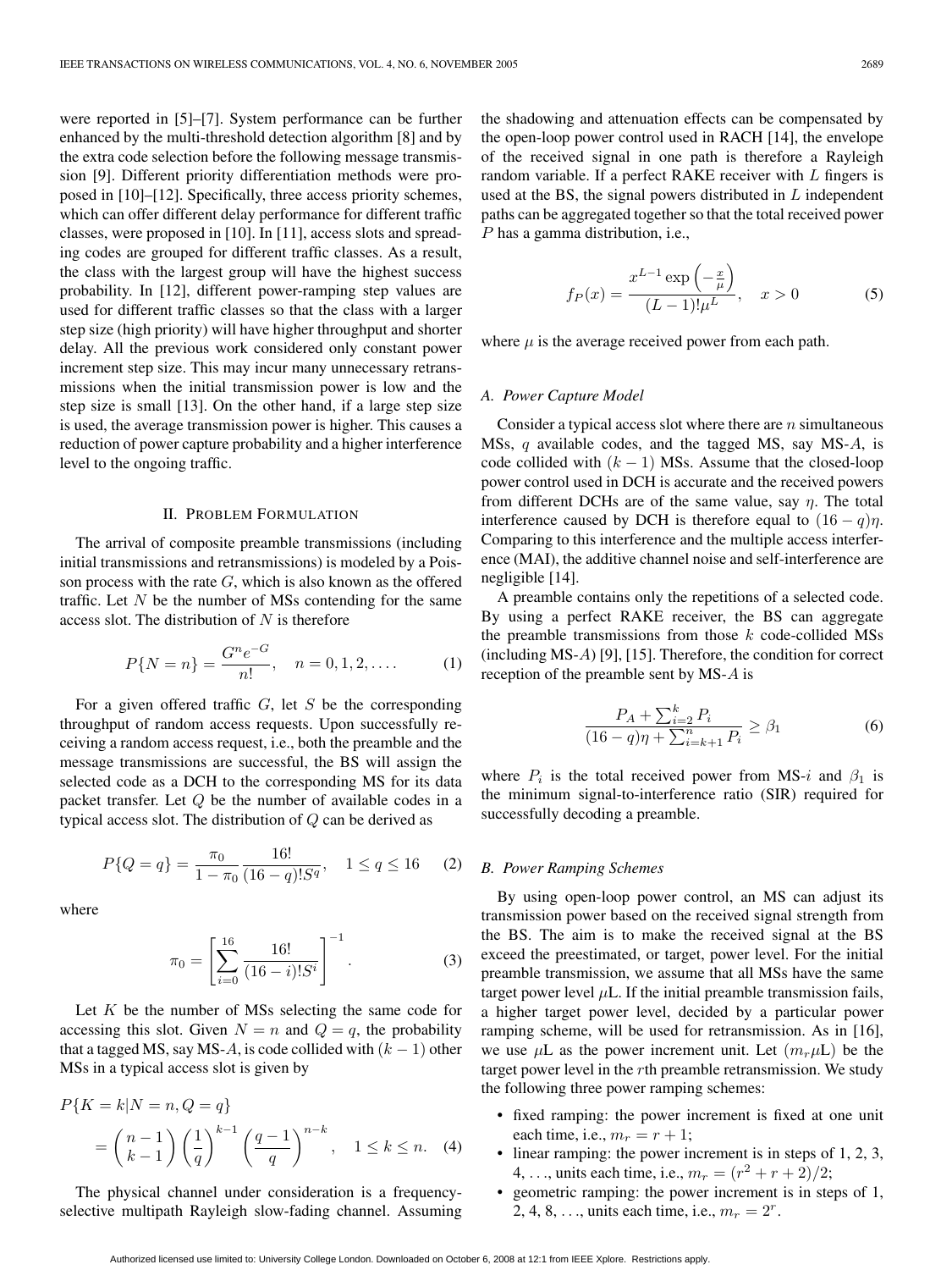were reported in [5]–[7]. System performance can be further enhanced by the multi-threshold detection algorithm [8] and by the extra code selection before the following message transmission [9]. Different priority differentiation methods were proposed in [10]–[12]. Specifically, three access priority schemes, which can offer different delay performance for different traffic classes, were proposed in [10]. In [11], access slots and spreading codes are grouped for different traffic classes. As a result, the class with the largest group will have the highest success probability. In [12], different power-ramping step values are used for different traffic classes so that the class with a larger step size (high priority) will have higher throughput and shorter delay. All the previous work considered only constant power increment step size. This may incur many unnecessary retransmissions when the initial transmission power is low and the step size is small [13]. On the other hand, if a large step size is used, the average transmission power is higher. This causes a reduction of power capture probability and a higher interference level to the ongoing traffic.

## II. Problem Formulation

The arrival of composite preamble transmissions (including initial transmissions and retransmissions) is modeled by a Poisson process with the rate $G$, which is also known as the offered traffic. Let $N$ be the number of MSs contending for the same access slot. The distribution of $N$ is therefore

$$P\{N=n\} = \frac{G^n e^{-G}}{n!}, \quad n = 0, 1, 2, \ldots. \tag{1}$$

For a given offered traffic $G$, let $S$ be the corresponding throughput of random access requests. Upon successfully receiving a random access request, i.e., both the preamble and the message transmissions are successful, the BS will assign the selected code as a DCH to the corresponding MS for its data packet transfer. Let $Q$ be the number of available codes in a typical access slot. The distribution of $Q$ can be derived as

$$P\{Q=q\} = \frac{\pi_0}{1-\pi_0}\frac{16!}{(16-q)!S^q}, \quad 1 \le q \le 16 \tag{2}$$

where

$$\pi_0 = \left[\sum_{i=0}^{16} \frac{16!}{(16-i)!S^i}\right]^{-1}. \tag{3}$$

Let $K$ be the number of MSs selecting the same code for accessing this slot. Given $N=n$ and $Q=q$, the probability that a tagged MS, say MS-$A$, is code collided with $(k-1)$ other MSs in a typical access slot is given by

$$P\{K=k|N=n, Q=q\} = \binom{n-1}{k-1}\left(\frac{1}{q}\right)^{k-1}\left(\frac{q-1}{q}\right)^{n-k}, \quad 1 \le k \le n. \tag{4}$$

The physical channel under consideration is a frequency-selective multipath Rayleigh slow-fading channel. Assuming the shadowing and attenuation effects can be compensated by the open-loop power control used in RACH [14], the envelope of the received signal in one path is therefore a Rayleigh random variable. If a perfect RAKE receiver with $L$ fingers is used at the BS, the signal powers distributed in $L$ independent paths can be aggregated together so that the total received power $P$ has a gamma distribution, i.e.,

$$f_P(x) = \frac{x^{L-1}\exp\left(-\frac{x}{\mu}\right)}{(L-1)!\mu^L}, \quad x > 0 \tag{5}$$

where $\mu$ is the average received power from each path.

### A. Power Capture Model

Consider a typical access slot where there are $n$ simultaneous MSs, $q$ available codes, and the tagged MS, say MS-$A$, is code collided with $(k-1)$ MSs. Assume that the closed-loop power control used in DCH is accurate and the received powers from different DCHs are of the same value, say $\eta$. The total interference caused by DCH is therefore equal to $(16-q)\eta$. Comparing to this interference and the multiple access interference (MAI), the additive channel noise and self-interference are negligible [14].

A preamble contains only the repetitions of a selected code. By using a perfect RAKE receiver, the BS can aggregate the preamble transmissions from those $k$ code-collided MSs (including MS-$A$) [9], [15]. Therefore, the condition for correct reception of the preamble sent by MS-$A$ is

$$\frac{P_A + \sum_{i=2}^{k} P_i}{(16-q)\eta + \sum_{i=k+1}^{n} P_i} \ge \beta_1 \tag{6}$$

where $P_i$ is the total received power from MS-$i$ and $\beta_1$ is the minimum signal-to-interference ratio (SIR) required for successfully decoding a preamble.

### B. Power Ramping Schemes

By using open-loop power control, an MS can adjust its transmission power based on the received signal strength from the BS. The aim is to make the received signal at the BS exceed the preestimated, or target, power level. For the initial preamble transmission, we assume that all MSs have the same target power level $\mu$L. If the initial preamble transmission fails, a higher target power level, decided by a particular power ramping scheme, will be used for retransmission. As in [16], we use $\mu$L as the power increment unit. Let $(m_r\mu\text{L})$ be the target power level in the $r$th preamble retransmission. We study the following three power ramping schemes:

- fixed ramping: the power increment is fixed at one unit each time, i.e., $m_r = r+1$;
- linear ramping: the power increment is in steps of 1, 2, 3, 4, ..., units each time, i.e., $m_r = (r^2+r+2)/2$;
- geometric ramping: the power increment is in steps of 1, 2, 4, 8, ..., units each time, i.e., $m_r = 2^r$.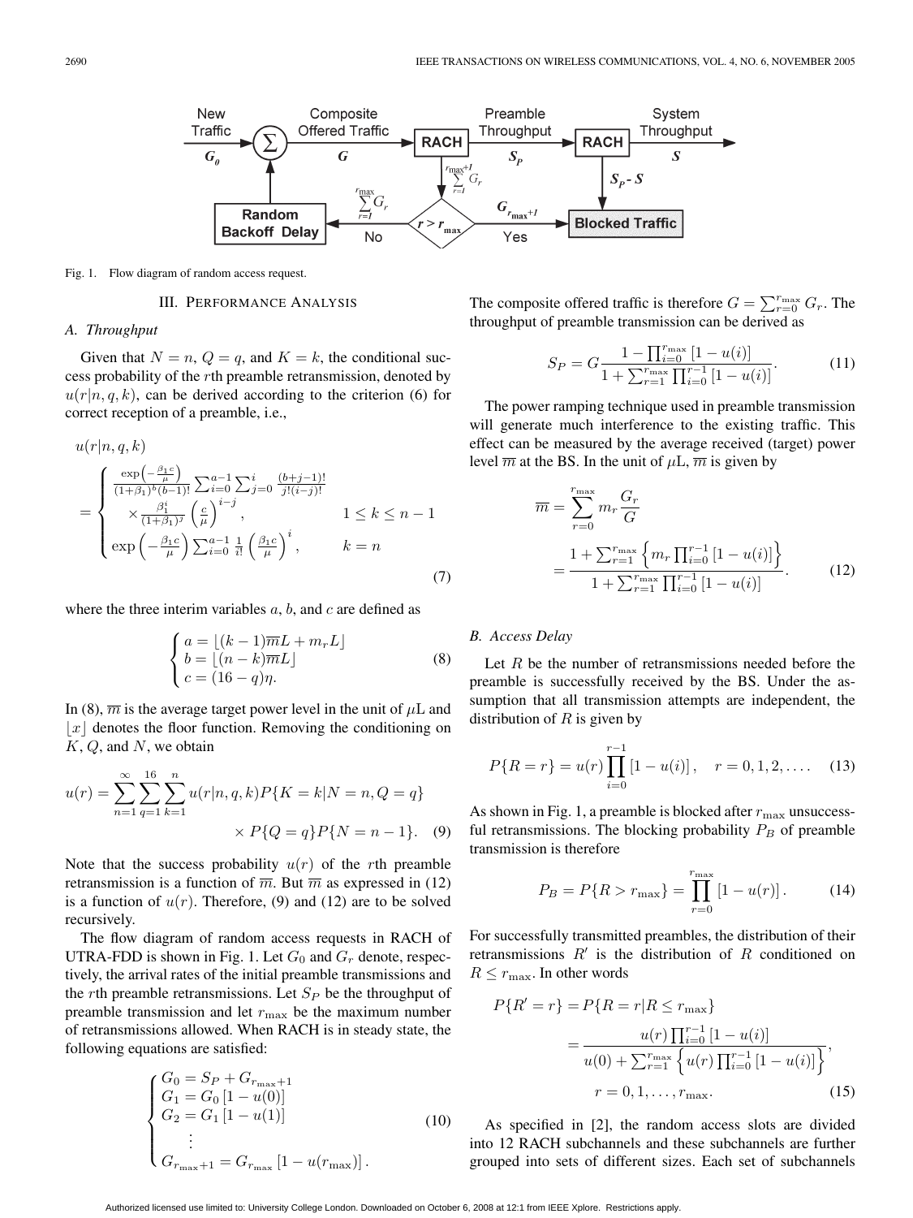Fig. 1. Flow diagram of random access request.

## III. Performance Analysis

### A. Throughput

Given that $N = n$, $Q = q$, and $K = k$, the conditional success probability of the $r$th preamble retransmission, denoted by $u(r|n,q,k)$, can be derived according to the criterion (6) for correct reception of a preamble, i.e.,

$$
u(r|n,q,k) = \begin{cases} \frac{\exp\left(-\frac{\beta_1 c}{\mu}\right)}{(1+\beta_1)^b (b-1)!} \sum_{i=0}^{a-1} \sum_{j=0}^{i} \frac{(b+j-1)!}{j!(i-j)!} \\ \quad \times \frac{\beta_1^i}{(1+\beta_1)^j} \left(\frac{c}{\mu}\right)^{i-j}, & 1 \le k \le n-1 \\ \exp\left(-\frac{\beta_1 c}{\mu}\right) \sum_{i=0}^{a-1} \frac{1}{i!} \left(\frac{\beta_1 c}{\mu}\right)^i, & k = n \end{cases} \tag{7}
$$

where the three interim variables $a$, $b$, and $c$ are defined as

$$
\begin{cases} a = \lfloor (k-1)\overline{m}L + m_r L \rfloor \\ b = \lfloor (n-k)\overline{m}L \rfloor \\ c = (16-q)\eta. \end{cases} \tag{8}
$$

In (8), $\overline{m}$ is the average target power level in the unit of $\mu$L and $\lfloor x \rfloor$ denotes the floor function. Removing the conditioning on $K$, $Q$, and $N$, we obtain

$$
u(r) = \sum_{n=1}^{\infty} \sum_{q=1}^{16} \sum_{k=1}^{n} u(r|n,q,k) P\{K=k|N=n, Q=q\} \times P\{Q=q\} P\{N=n-1\}. \tag{9}
$$

Note that the success probability $u(r)$ of the $r$th preamble retransmission is a function of $\overline{m}$. But $\overline{m}$ as expressed in (12) is a function of $u(r)$. Therefore, (9) and (12) are to be solved recursively.

The flow diagram of random access requests in RACH of UTRA-FDD is shown in Fig. 1. Let $G_0$ and $G_r$ denote, respectively, the arrival rates of the initial preamble transmissions and the $r$th preamble retransmissions. Let $S_P$ be the throughput of preamble transmission and let $r_{\max}$ be the maximum number of retransmissions allowed. When RACH is in steady state, the following equations are satisfied:

$$
\begin{cases} G_0 = S_P + G_{r_{\max}+1} \\ G_1 = G_0 [1 - u(0)] \\ G_2 = G_1 [1 - u(1)] \\ \quad \vdots \\ G_{r_{\max}+1} = G_{r_{\max}} [1 - u(r_{\max})]. \end{cases} \tag{10}
$$

The composite offered traffic is therefore $G = \sum_{r=0}^{r_{\max}} G_r$. The throughput of preamble transmission can be derived as

$$
S_P = G \frac{1 - \prod_{i=0}^{r_{\max}} [1 - u(i)]}{1 + \sum_{r=1}^{r_{\max}} \prod_{i=0}^{r-1} [1 - u(i)]}. \tag{11}
$$

The power ramping technique used in preamble transmission will generate much interference to the existing traffic. This effect can be measured by the average received (target) power level $\overline{m}$ at the BS. In the unit of $\mu$L, $\overline{m}$ is given by

$$
\overline{m} = \sum_{r=0}^{r_{\max}} m_r \frac{G_r}{G} = \frac{1 + \sum_{r=1}^{r_{\max}} \left\{ m_r \prod_{i=0}^{r-1} [1 - u(i)] \right\}}{1 + \sum_{r=1}^{r_{\max}} \prod_{i=0}^{r-1} [1 - u(i)]}. \tag{12}
$$

### B. Access Delay

Let $R$ be the number of retransmissions needed before the preamble is successfully received by the BS. Under the assumption that all transmission attempts are independent, the distribution of $R$ is given by

$$
P\{R = r\} = u(r) \prod_{i=0}^{r-1} [1 - u(i)], \quad r = 0, 1, 2, \ldots. \tag{13}
$$

As shown in Fig. 1, a preamble is blocked after $r_{\max}$ unsuccessful retransmissions. The blocking probability $P_B$ of preamble transmission is therefore

$$
P_B = P\{R > r_{\max}\} = \prod_{r=0}^{r_{\max}} [1 - u(r)]. \tag{14}
$$

For successfully transmitted preambles, the distribution of their retransmissions $R'$ is the distribution of $R$ conditioned on $R \le r_{\max}$. In other words

$$
P\{R' = r\} = P\{R = r | R \le r_{\max}\} = \frac{u(r) \prod_{i=0}^{r-1} [1 - u(i)]}{u(0) + \sum_{r=1}^{r_{\max}} \left\{ u(r) \prod_{i=0}^{r-1} [1 - u(i)] \right\}}, \quad r = 0, 1, \ldots, r_{\max}. \tag{15}
$$

As specified in [2], the random access slots are divided into 12 RACH subchannels and these subchannels are further grouped into sets of different sizes. Each set of subchannels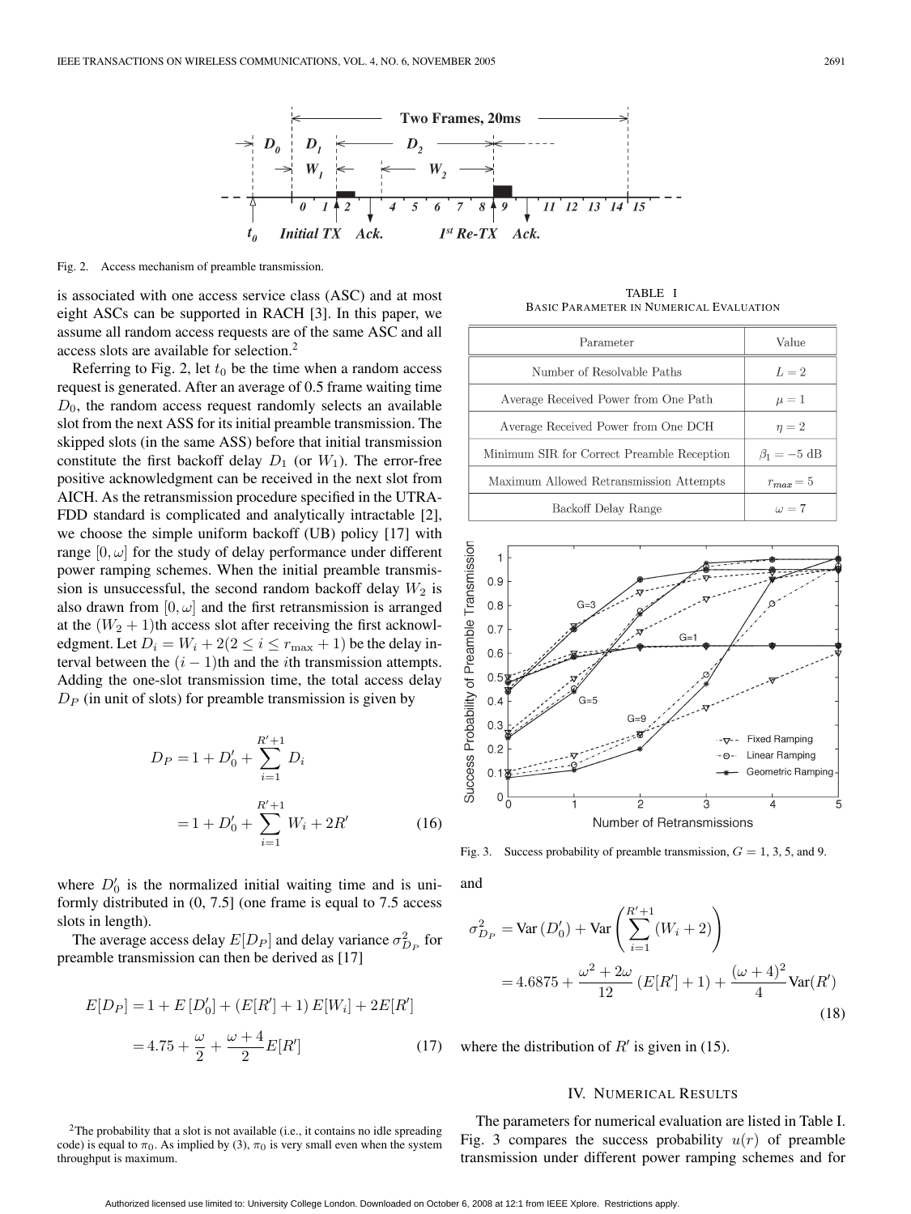Fig. 2. Access mechanism of preamble transmission.

is associated with one access service class (ASC) and at most eight ASCs can be supported in RACH [3]. In this paper, we assume all random access requests are of the same ASC and all access slots are available for selection.[2]

Referring to Fig. 2, let $t_0$ be the time when a random access request is generated. After an average of 0.5 frame waiting time $D_0$, the random access request randomly selects an available slot from the next ASS for its initial preamble transmission. The skipped slots (in the same ASS) before that initial transmission constitute the first backoff delay $D_1$ (or $W_1$). The error-free positive acknowledgment can be received in the next slot from AICH. As the retransmission procedure specified in the UTRA-FDD standard is complicated and analytically intractable [2], we choose the simple uniform backoff (UB) policy [17] with range $[0, \omega]$ for the study of delay performance under different power ramping schemes. When the initial preamble transmission is unsuccessful, the second random backoff delay $W_2$ is also drawn from $[0, \omega]$ and the first retransmission is arranged at the $(W_2 + 1)$th access slot after receiving the first acknowledgment. Let $D_i = W_i + 2 (2 \leq i \leq r_{\max} + 1)$ be the delay interval between the $(i-1)$th and the $i$th transmission attempts. Adding the one-slot transmission time, the total access delay $D_P$ (in unit of slots) for preamble transmission is given by

$$
\begin{aligned}
D_P &= 1 + D'_0 + \sum_{i=1}^{R'+1} D_i \\
&= 1 + D'_0 + \sum_{i=1}^{R'+1} W_i + 2R' \qquad (16)
\end{aligned}
$$

where $D'_0$ is the normalized initial waiting time and is uniformly distributed in (0, 7.5] (one frame is equal to 7.5 access slots in length).

The average access delay $E[D_P]$ and delay variance $\sigma^2_{D_P}$ for preamble transmission can then be derived as [17]

$$
\begin{aligned}
E[D_P] &= 1 + E[D'_0] + (E[R'] + 1) E[W_i] + 2E[R'] \\
&= 4.75 + \frac{\omega}{2} + \frac{\omega + 4}{2} E[R'] \qquad (17)
\end{aligned}
$$

and

$$
\begin{aligned}
\sigma^2_{D_P} &= \mathrm{Var}(D'_0) + \mathrm{Var}\left(\sum_{i=1}^{R'+1} (W_i + 2)\right) \\
&= 4.6875 + \frac{\omega^2 + 2\omega}{12} (E[R'] + 1) + \frac{(\omega + 4)^2}{4} \mathrm{Var}(R') \qquad (18)
\end{aligned}
$$

where the distribution of $R'$ is given in (15).

[2]The probability that a slot is not available (i.e., it contains no idle spreading code) is equal to $\pi_0$. As implied by (3), $\pi_0$ is very small even when the system throughput is maximum.

TABLE I
BASIC PARAMETER IN NUMERICAL EVALUATION

| Parameter | Value |
|---|---|
| Number of Resolvable Paths | $L = 2$ |
| Average Received Power from One Path | $\mu = 1$ |
| Average Received Power from One DCH | $\eta = 2$ |
| Minimum SIR for Correct Preamble Reception | $\beta_1 = -5$ dB |
| Maximum Allowed Retransmission Attempts | $r_{max} = 5$ |
| Backoff Delay Range | $\omega = 7$ |

Fig. 3. Success probability of preamble transmission, $G = 1, 3, 5$, and 9.

## IV. Numerical Results

The parameters for numerical evaluation are listed in Table I. Fig. 3 compares the success probability $u(r)$ of preamble transmission under different power ramping schemes and for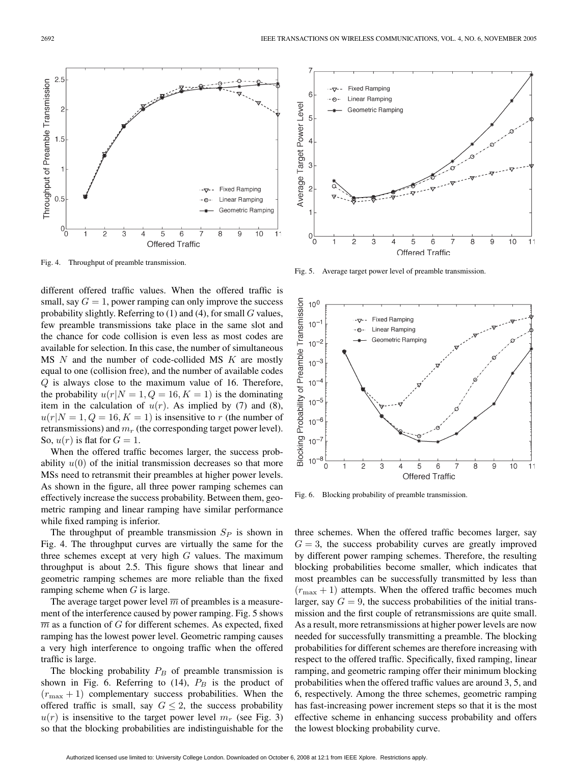Fig. 4. Throughput of preamble transmission.

Fig. 5. Average target power level of preamble transmission.

Fig. 6. Blocking probability of preamble transmission.

different offered traffic values. When the offered traffic is small, say $G = 1$, power ramping can only improve the success probability slightly. Referring to (1) and (4), for small $G$ values, few preamble transmissions take place in the same slot and the chance for code collision is even less as most codes are available for selection. In this case, the number of simultaneous MS $N$ and the number of code-collided MS $K$ are mostly equal to one (collision free), and the number of available codes $Q$ is always close to the maximum value of 16. Therefore, the probability $u(r|N = 1, Q = 16, K = 1)$ is the dominating item in the calculation of $u(r)$. As implied by (7) and (8), $u(r|N = 1, Q = 16, K = 1)$ is insensitive to $r$ (the number of retransmissions) and $m_r$ (the corresponding target power level). So, $u(r)$ is flat for $G = 1$.

When the offered traffic becomes larger, the success probability $u(0)$ of the initial transmission decreases so that more MSs need to retransmit their preambles at higher power levels. As shown in the figure, all three power ramping schemes can effectively increase the success probability. Between them, geometric ramping and linear ramping have similar performance while fixed ramping is inferior.

The throughput of preamble transmission $S_P$ is shown in Fig. 4. The throughput curves are virtually the same for the three schemes except at very high $G$ values. The maximum throughput is about 2.5. This figure shows that linear and geometric ramping schemes are more reliable than the fixed ramping scheme when $G$ is large.

The average target power level $\overline{m}$ of preambles is a measurement of the interference caused by power ramping. Fig. 5 shows $\overline{m}$ as a function of $G$ for different schemes. As expected, fixed ramping has the lowest power level. Geometric ramping causes a very high interference to ongoing traffic when the offered traffic is large.

The blocking probability $P_B$ of preamble transmission is shown in Fig. 6. Referring to (14), $P_B$ is the product of $(r_{\max} + 1)$ complementary success probabilities. When the offered traffic is small, say $G \leq 2$, the success probability $u(r)$ is insensitive to the target power level $m_r$ (see Fig. 3) so that the blocking probabilities are indistinguishable for the three schemes. When the offered traffic becomes larger, say $G = 3$, the success probability curves are greatly improved by different power ramping schemes. Therefore, the resulting blocking probabilities become smaller, which indicates that most preambles can be successfully transmitted by less than $(r_{\max} + 1)$ attempts. When the offered traffic becomes much larger, say $G = 9$, the success probabilities of the initial transmission and the first couple of retransmissions are quite small. As a result, more retransmissions at higher power levels are now needed for successfully transmitting a preamble. The blocking probabilities for different schemes are therefore increasing with respect to the offered traffic. Specifically, fixed ramping, linear ramping, and geometric ramping offer their minimum blocking probabilities when the offered traffic values are around 3, 5, and 6, respectively. Among the three schemes, geometric ramping has fast-increasing power increment steps so that it is the most effective scheme in enhancing success probability and offers the lowest blocking probability curve.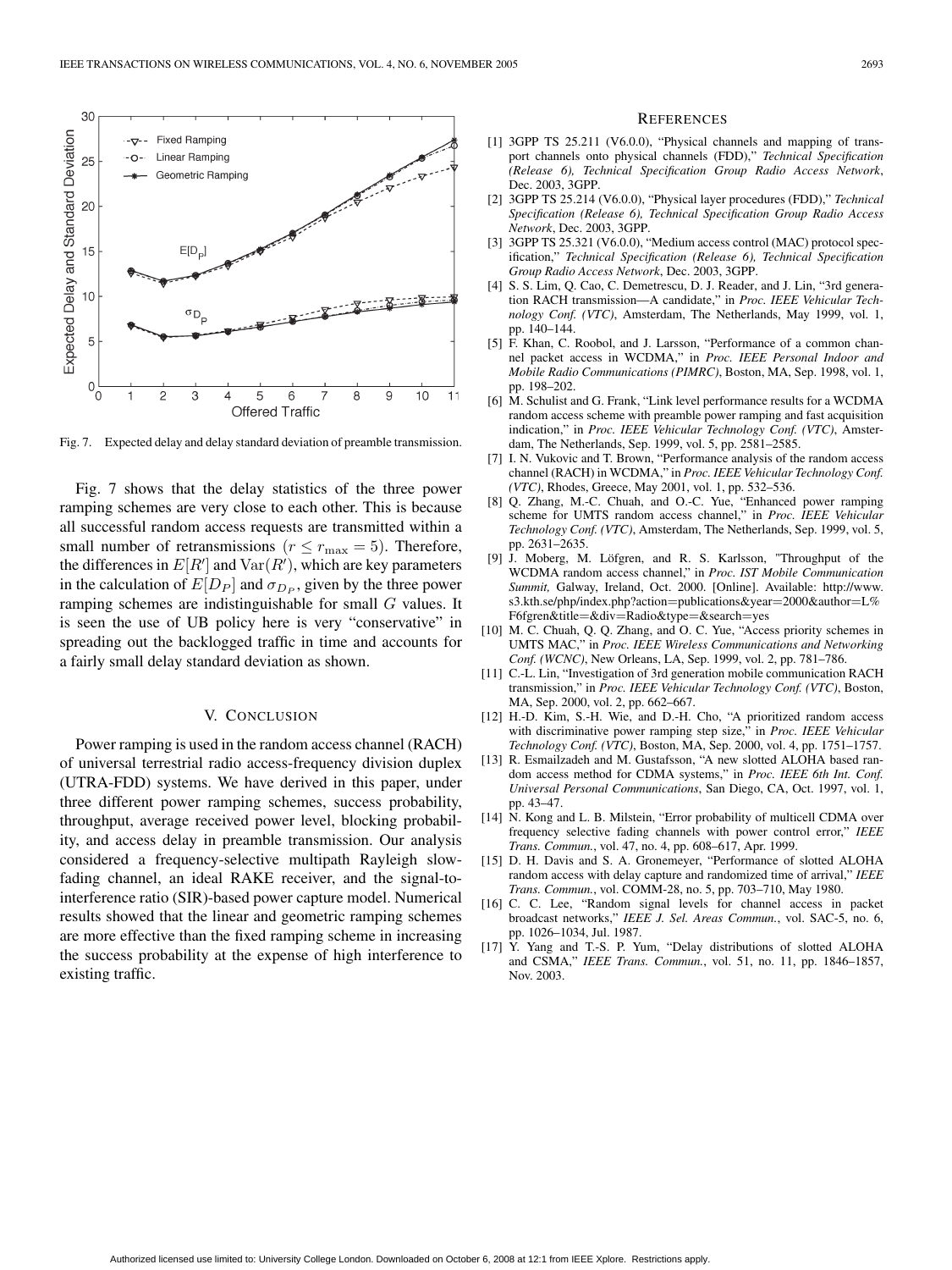30
25
20
15
10
5
0
0 1 2 3 4 5 6 7 8 9 10 11
Offered Traffic
Expected Delay and Standard Deviation
Fixed Ramping
Linear Ramping
Geometric Ramping
$E[D_P]$
$\sigma_{D_P}$

Fig. 7. Expected delay and delay standard deviation of preamble transmission.

Fig. 7 shows that the delay statistics of the three power ramping schemes are very close to each other. This is because all successful random access requests are transmitted within a small number of retransmissions $(r \leq r_{\max} = 5)$. Therefore, the differences in $E[R']$ and $\mathrm{Var}(R')$, which are key parameters in the calculation of $E[D_P]$ and $\sigma_{D_P}$, given by the three power ramping schemes are indistinguishable for small $G$ values. It is seen the use of UB policy here is very "conservative" in spreading out the backlogged traffic in time and accounts for a fairly small delay standard deviation as shown.

## V. Conclusion

Power ramping is used in the random access channel (RACH) of universal terrestrial radio access-frequency division duplex (UTRA-FDD) systems. We have derived in this paper, under three different power ramping schemes, success probability, throughput, average received power level, blocking probability, and access delay in preamble transmission. Our analysis considered a frequency-selective multipath Rayleigh slow-fading channel, an ideal RAKE receiver, and the signal-to-interference ratio (SIR)-based power capture model. Numerical results showed that the linear and geometric ramping schemes are more effective than the fixed ramping scheme in increasing the success probability at the expense of high interference to existing traffic.

## References

[1] 3GPP TS 25.211 (V6.0.0), "Physical channels and mapping of transport channels onto physical channels (FDD)," *Technical Specification (Release 6), Technical Specification Group Radio Access Network*, Dec. 2003, 3GPP.

[2] 3GPP TS 25.214 (V6.0.0), "Physical layer procedures (FDD)," *Technical Specification (Release 6), Technical Specification Group Radio Access Network*, Dec. 2003, 3GPP.

[3] 3GPP TS 25.321 (V6.0.0), "Medium access control (MAC) protocol specification," *Technical Specification (Release 6), Technical Specification Group Radio Access Network*, Dec. 2003, 3GPP.

[4] S. S. Lim, Q. Cao, C. Demetrescu, D. J. Reader, and J. Lin, "3rd generation RACH transmission—A candidate," in *Proc. IEEE Vehicular Technology Conf. (VTC)*, Amsterdam, The Netherlands, May 1999, vol. 1, pp. 140–144.

[5] F. Khan, C. Roobol, and J. Larsson, "Performance of a common channel packet access in WCDMA," in *Proc. IEEE Personal Indoor and Mobile Radio Communications (PIMRC)*, Boston, MA, Sep. 1998, vol. 1, pp. 198–202.

[6] M. Schulist and G. Frank, "Link level performance results for a WCDMA random access scheme with preamble power ramping and fast acquisition indication," in *Proc. IEEE Vehicular Technology Conf. (VTC)*, Amsterdam, The Netherlands, Sep. 1999, vol. 5, pp. 2581–2585.

[7] I. N. Vukovic and T. Brown, "Performance analysis of the random access channel (RACH) in WCDMA," in *Proc. IEEE Vehicular Technology Conf. (VTC)*, Rhodes, Greece, May 2001, vol. 1, pp. 532–536.

[8] Q. Zhang, M.-C. Chuah, and O.-C. Yue, "Enhanced power ramping scheme for UMTS random access channel," in *Proc. IEEE Vehicular Technology Conf. (VTC)*, Amsterdam, The Netherlands, Sep. 1999, vol. 5, pp. 2631–2635.

[9] J. Moberg, M. Löfgren, and R. S. Karlsson, "Throughput of the WCDMA random access channel," in *Proc. IST Mobile Communication Summit,* Galway, Ireland, Oct. 2000. [Online]. Available: http://www.s3.kth.se/php/index.php?action=publications&year=2000&author=L%F6fgren&title=&div=Radio&type=&search=yes

[10] M. C. Chuah, Q. Q. Zhang, and O. C. Yue, "Access priority schemes in UMTS MAC," in *Proc. IEEE Wireless Communications and Networking Conf. (WCNC)*, New Orleans, LA, Sep. 1999, vol. 2, pp. 781–786.

[11] C.-L. Lin, "Investigation of 3rd generation mobile communication RACH transmission," in *Proc. IEEE Vehicular Technology Conf. (VTC)*, Boston, MA, Sep. 2000, vol. 2, pp. 662–667.

[12] H.-D. Kim, S.-H. Wie, and D.-H. Cho, "A prioritized random access with discriminative power ramping step size," in *Proc. IEEE Vehicular Technology Conf. (VTC)*, Boston, MA, Sep. 2000, vol. 4, pp. 1751–1757.

[13] R. Esmailzadeh and M. Gustafsson, "A new slotted ALOHA based random access method for CDMA systems," in *Proc. IEEE 6th Int. Conf. Universal Personal Communications*, San Diego, CA, Oct. 1997, vol. 1, pp. 43–47.

[14] N. Kong and L. B. Milstein, "Error probability of multicell CDMA over frequency selective fading channels with power control error," *IEEE Trans. Commun.*, vol. 47, no. 4, pp. 608–617, Apr. 1999.

[15] D. H. Davis and S. A. Gronemeyer, "Performance of slotted ALOHA random access with delay capture and randomized time of arrival," *IEEE Trans. Commun.*, vol. COMM-28, no. 5, pp. 703–710, May 1980.

[16] C. C. Lee, "Random signal levels for channel access in packet broadcast networks," *IEEE J. Sel. Areas Commun.*, vol. SAC-5, no. 6, pp. 1026–1034, Jul. 1987.

[17] Y. Yang and T.-S. P. Yum, "Delay distributions of slotted ALOHA and CSMA," *IEEE Trans. Commun.*, vol. 51, no. 11, pp. 1846–1857, Nov. 2003.